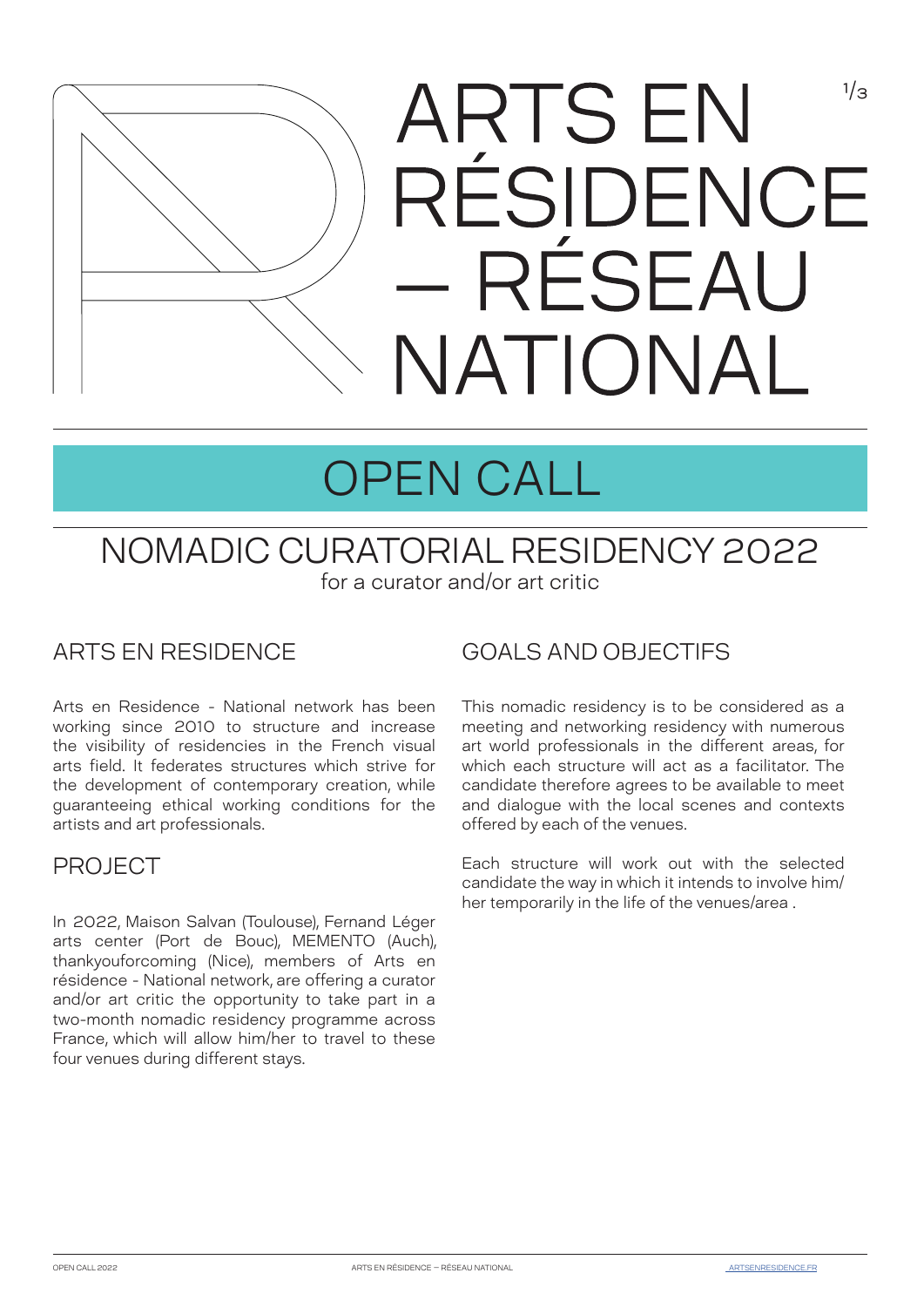# ARTS EN RÉSIDENCE – RÉSEAU NATIONAL

## OPEN CALL

## NOMADIC CURATORIAL RESIDENCY 2022

for a curator and/or art critic

### ARTS EN RESIDENCE

Arts en Residence - National network has been working since 2010 to structure and increase the visibility of residencies in the French visual arts field. It federates structures which strive for the development of contemporary creation, while guaranteeing ethical working conditions for the artists and art professionals.

### PROJECT

In 2022, Maison Salvan (Toulouse), Fernand Léger arts center (Port de Bouc), MEMENTO (Auch), thankyouforcoming (Nice), members of Arts en résidence - National network, are offering a curator and/or art critic the opportunity to take part in a two-month nomadic residency programme across France, which will allow him/her to travel to these four venues during different stays.

### GOALS AND OBJECTIFS

This nomadic residency is to be considered as a meeting and networking residency with numerous art world professionals in the different areas, for which each structure will act as a facilitator. The candidate therefore agrees to be available to meet and dialogue with the local scenes and contexts offered by each of the venues.

Each structure will work out with the selected candidate the way in which it intends to involve him/her temporarily in the life of the venues/area .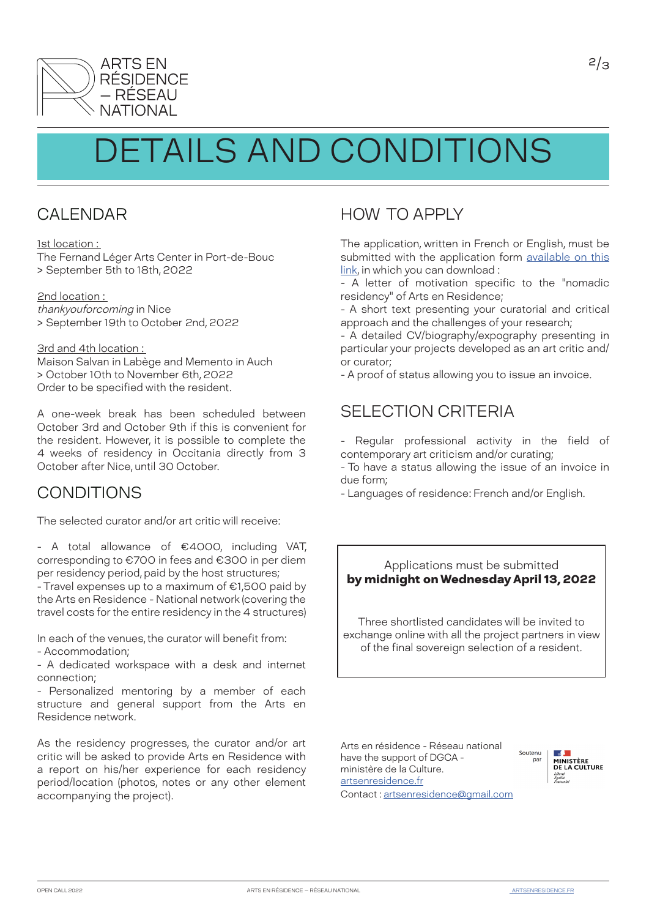# DETAILS AND CONDITIONS

## CALENDAR

1st location :
The Fernand Léger Arts Center in Port-de-Bouc
> September 5th to 18th, 2022

2nd location :
*thankyouforcoming* in Nice
> September 19th to October 2nd, 2022

3rd and 4th location :
Maison Salvan in Labège and Memento in Auch
> October 10th to November 6th, 2022
Order to be specified with the resident.

A one-week break has been scheduled between October 3rd and October 9th if this is convenient for the resident. However, it is possible to complete the 4 weeks of residency in Occitania directly from 3 October after Nice, until 30 October.

## CONDITIONS

The selected curator and/or art critic will receive:

- A total allowance of €4000, including VAT, corresponding to €700 in fees and €300 in per diem per residency period, paid by the host structures;
- Travel expenses up to a maximum of €1,500 paid by the Arts en Residence - National network (covering the travel costs for the entire residency in the 4 structures)

In each of the venues, the curator will benefit from:
- Accommodation;
- A dedicated workspace with a desk and internet connection;
- Personalized mentoring by a member of each structure and general support from the Arts en Residence network.

As the residency progresses, the curator and/or art critic will be asked to provide Arts en Residence with a report on his/her experience for each residency period/location (photos, notes or any other element accompanying the project).

## HOW TO APPLY

The application, written in French or English, must be submitted with the application form available on this link, in which you can download :
- A letter of motivation specific to the "nomadic residency" of Arts en Residence;
- A short text presenting your curatorial and critical approach and the challenges of your research;
- A detailed CV/biography/expography presenting in particular your projects developed as an art critic and/ or curator;
- A proof of status allowing you to issue an invoice.

## SELECTION CRITERIA

- Regular professional activity in the field of contemporary art criticism and/or curating;
- To have a status allowing the issue of an invoice in due form;
- Languages of residence: French and/or English.

Applications must be submitted
**by midnight on Wednesday April 13, 2022**

Three shortlisted candidates will be invited to exchange online with all the project partners in view of the final sovereign selection of a resident.

Arts en résidence - Réseau national have the support of DGCA - ministère de la Culture.
artsenresidence.fr
Contact : artsenresidence@gmail.com

Soutenu par MINISTÈRE DE LA CULTURE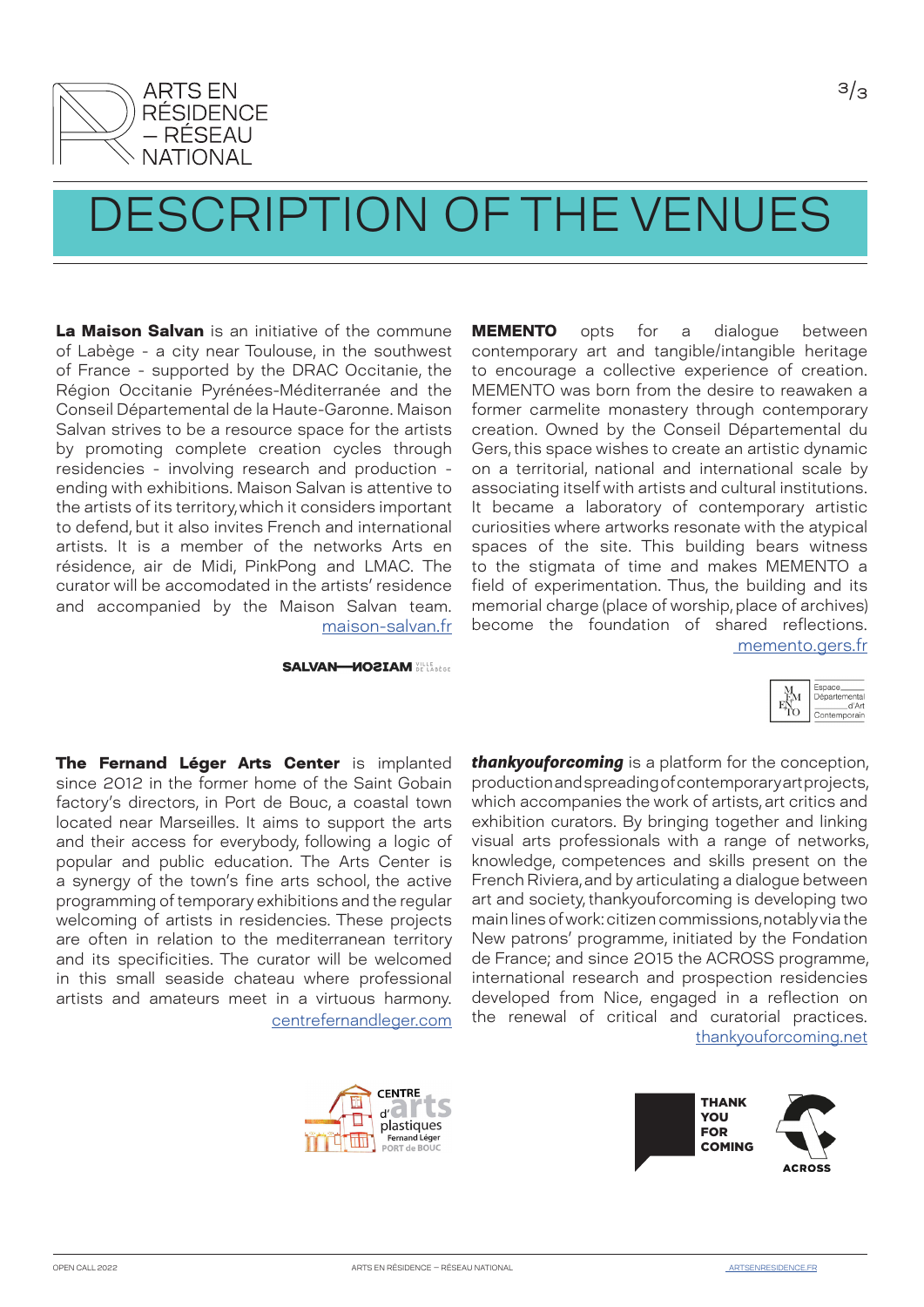# DESCRIPTION OF THE VENUES

**La Maison Salvan** is an initiative of the commune of Labège - a city near Toulouse, in the southwest of France - supported by the DRAC Occitanie, the Région Occitanie Pyrénées-Méditerranée and the Conseil Départemental de la Haute-Garonne. Maison Salvan strives to be a resource space for the artists by promoting complete creation cycles through residencies - involving research and production - ending with exhibitions. Maison Salvan is attentive to the artists of its territory, which it considers important to defend, but it also invites French and international artists. It is a member of the networks Arts en résidence, air de Midi, PinkPong and LMAC. The curator will be accomodated in the artists' residence and accompanied by the Maison Salvan team. maison-salvan.fr

**MEMENTO** opts for a dialogue between contemporary art and tangible/intangible heritage to encourage a collective experience of creation. MEMENTO was born from the desire to reawaken a former carmelite monastery through contemporary creation. Owned by the Conseil Départemental du Gers, this space wishes to create an artistic dynamic on a territorial, national and international scale by associating itself with artists and cultural institutions. It became a laboratory of contemporary artistic curiosities where artworks resonate with the atypical spaces of the site. This building bears witness to the stigmata of time and makes MEMENTO a field of experimentation. Thus, the building and its memorial charge (place of worship, place of archives) become the foundation of shared reflections. memento.gers.fr

**The Fernand Léger Arts Center** is implanted since 2012 in the former home of the Saint Gobain factory's directors, in Port de Bouc, a coastal town located near Marseilles. It aims to support the arts and their access for everybody, following a logic of popular and public education. The Arts Center is a synergy of the town's fine arts school, the active programming of temporary exhibitions and the regular welcoming of artists in residencies. These projects are often in relation to the mediterranean territory and its specificities. The curator will be welcomed in this small seaside chateau where professional artists and amateurs meet in a virtuous harmony. centrefernandleger.com

***thankyouforcoming*** is a platform for the conception, production and spreading of contemporary art projects, which accompanies the work of artists, art critics and exhibition curators. By bringing together and linking visual arts professionals with a range of networks, knowledge, competences and skills present on the French Riviera, and by articulating a dialogue between art and society, thankyouforcoming is developing two main lines of work: citizen commissions, notably via the New patrons' programme, initiated by the Fondation de France; and since 2015 the ACROSS programme, international research and prospection residencies developed from Nice, engaged in a reflection on the renewal of critical and curatorial practices. thankyouforcoming.net